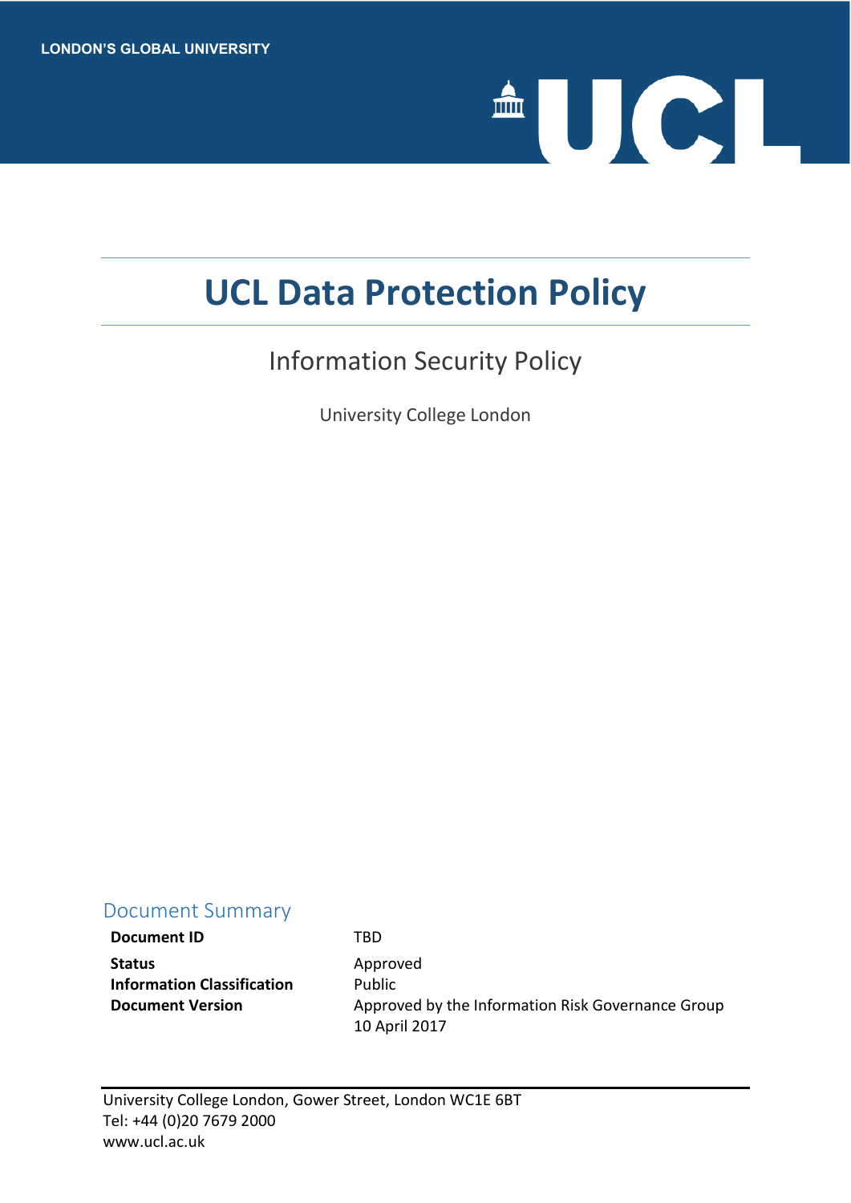LONDON'S GLOBAL UNIVERSITY

UCL

# UCL Data Protection Policy

## Information Security Policy

University College London

### Document Summary

| | |
|---|---|
| **Document ID** | TBD |
| **Status** | Approved |
| **Information Classification** | Public |
| **Document Version** | Approved by the Information Risk Governance Group 10 April 2017 |

University College London, Gower Street, London WC1E 6BT
Tel: +44 (0)20 7679 2000
www.ucl.ac.uk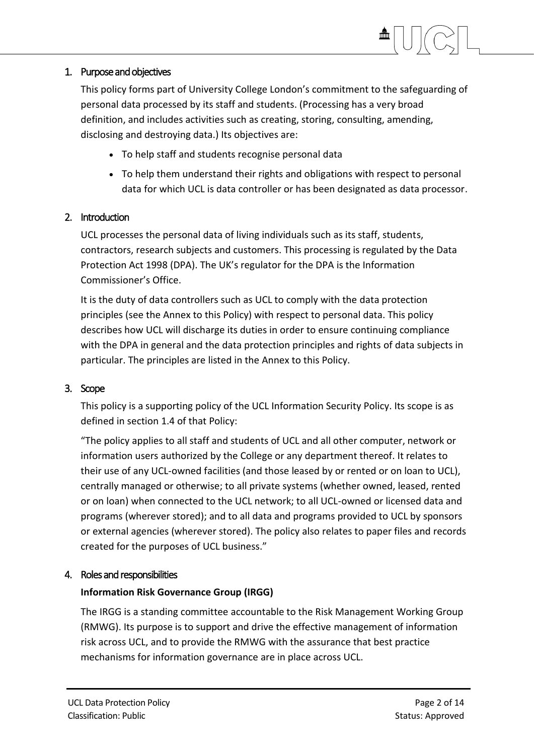## 1. Purpose and objectives

This policy forms part of University College London's commitment to the safeguarding of personal data processed by its staff and students. (Processing has a very broad definition, and includes activities such as creating, storing, consulting, amending, disclosing and destroying data.) Its objectives are:

- To help staff and students recognise personal data
- To help them understand their rights and obligations with respect to personal data for which UCL is data controller or has been designated as data processor.

## 2. Introduction

UCL processes the personal data of living individuals such as its staff, students, contractors, research subjects and customers. This processing is regulated by the Data Protection Act 1998 (DPA). The UK's regulator for the DPA is the Information Commissioner's Office.

It is the duty of data controllers such as UCL to comply with the data protection principles (see the Annex to this Policy) with respect to personal data. This policy describes how UCL will discharge its duties in order to ensure continuing compliance with the DPA in general and the data protection principles and rights of data subjects in particular. The principles are listed in the Annex to this Policy.

## 3. Scope

This policy is a supporting policy of the UCL Information Security Policy. Its scope is as defined in section 1.4 of that Policy:

"The policy applies to all staff and students of UCL and all other computer, network or information users authorized by the College or any department thereof. It relates to their use of any UCL-owned facilities (and those leased by or rented or on loan to UCL), centrally managed or otherwise; to all private systems (whether owned, leased, rented or on loan) when connected to the UCL network; to all UCL-owned or licensed data and programs (wherever stored); and to all data and programs provided to UCL by sponsors or external agencies (wherever stored). The policy also relates to paper files and records created for the purposes of UCL business."

## 4. Roles and responsibilities

**Information Risk Governance Group (IRGG)**

The IRGG is a standing committee accountable to the Risk Management Working Group (RMWG). Its purpose is to support and drive the effective management of information risk across UCL, and to provide the RMWG with the assurance that best practice mechanisms for information governance are in place across UCL.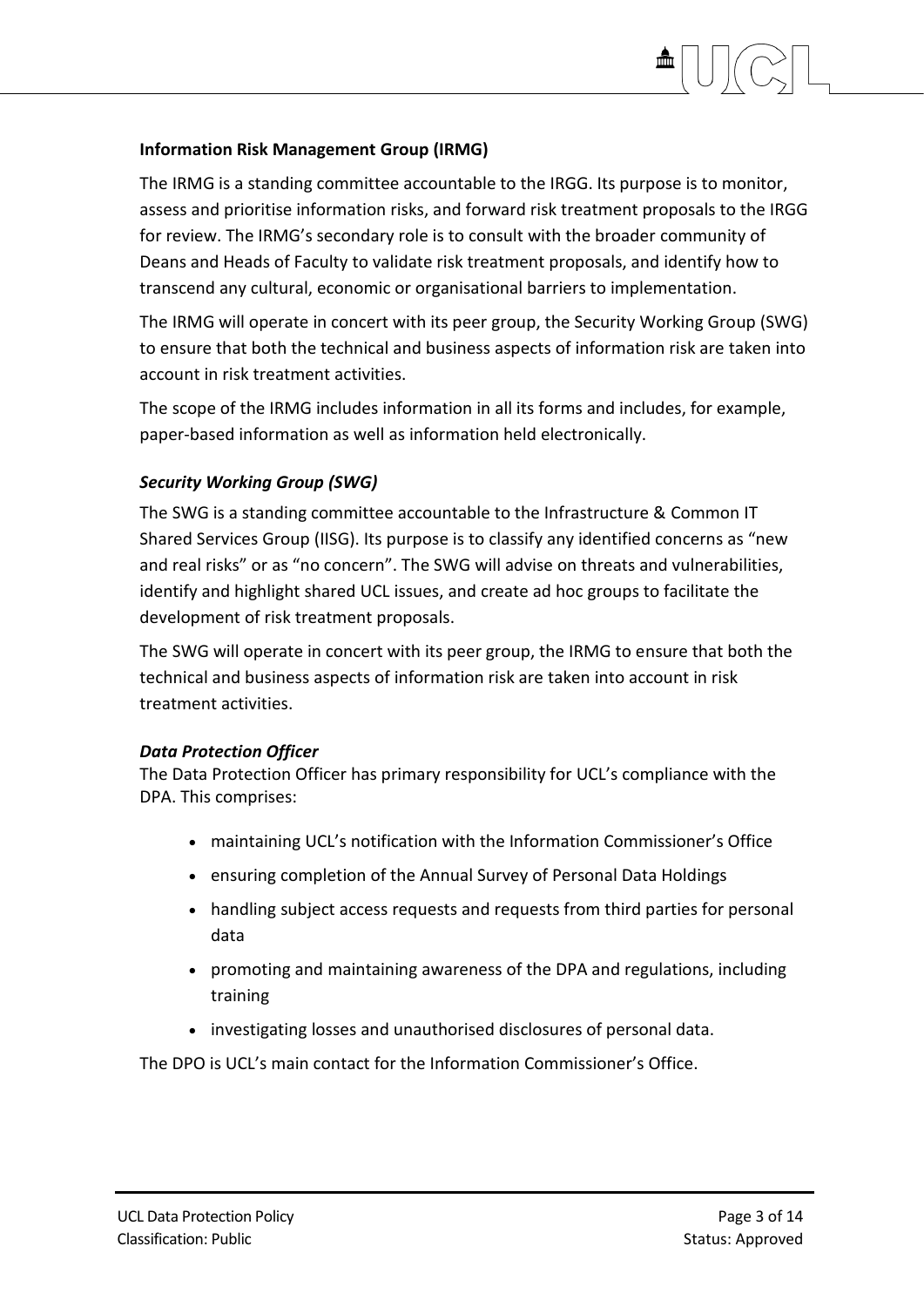### Information Risk Management Group (IRMG)

The IRMG is a standing committee accountable to the IRGG. Its purpose is to monitor, assess and prioritise information risks, and forward risk treatment proposals to the IRGG for review. The IRMG's secondary role is to consult with the broader community of Deans and Heads of Faculty to validate risk treatment proposals, and identify how to transcend any cultural, economic or organisational barriers to implementation.

The IRMG will operate in concert with its peer group, the Security Working Group (SWG) to ensure that both the technical and business aspects of information risk are taken into account in risk treatment activities.

The scope of the IRMG includes information in all its forms and includes, for example, paper-based information as well as information held electronically.

#### *Security Working Group (SWG)*

The SWG is a standing committee accountable to the Infrastructure & Common IT Shared Services Group (IISG). Its purpose is to classify any identified concerns as "new and real risks" or as "no concern". The SWG will advise on threats and vulnerabilities, identify and highlight shared UCL issues, and create ad hoc groups to facilitate the development of risk treatment proposals.

The SWG will operate in concert with its peer group, the IRMG to ensure that both the technical and business aspects of information risk are taken into account in risk treatment activities.

#### *Data Protection Officer*

The Data Protection Officer has primary responsibility for UCL's compliance with the DPA. This comprises:

- maintaining UCL's notification with the Information Commissioner's Office
- ensuring completion of the Annual Survey of Personal Data Holdings
- handling subject access requests and requests from third parties for personal data
- promoting and maintaining awareness of the DPA and regulations, including training
- investigating losses and unauthorised disclosures of personal data.

The DPO is UCL's main contact for the Information Commissioner's Office.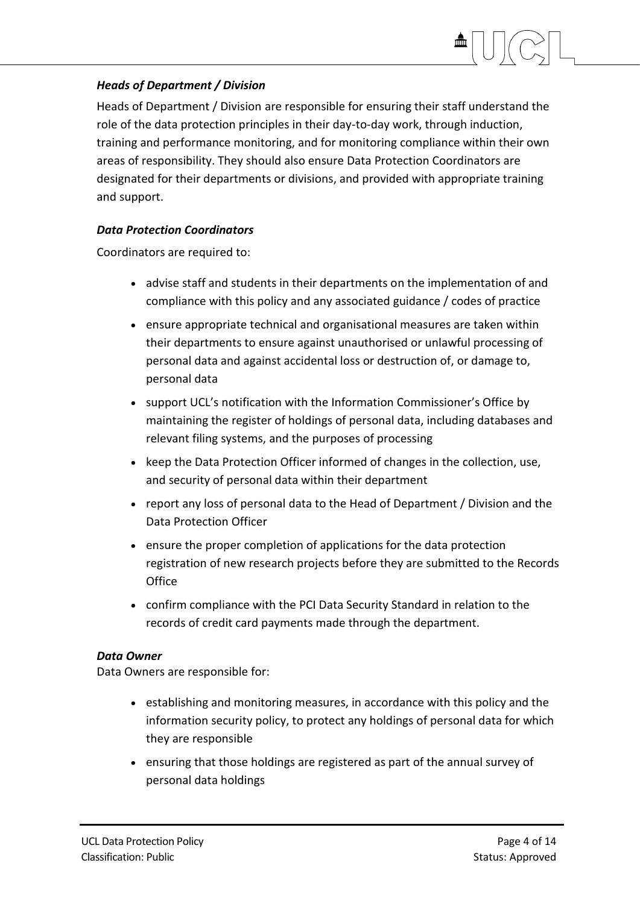### ***Heads of Department / Division***

Heads of Department / Division are responsible for ensuring their staff understand the role of the data protection principles in their day-to-day work, through induction, training and performance monitoring, and for monitoring compliance within their own areas of responsibility. They should also ensure Data Protection Coordinators are designated for their departments or divisions, and provided with appropriate training and support.

### ***Data Protection Coordinators***

Coordinators are required to:

- advise staff and students in their departments on the implementation of and compliance with this policy and any associated guidance / codes of practice
- ensure appropriate technical and organisational measures are taken within their departments to ensure against unauthorised or unlawful processing of personal data and against accidental loss or destruction of, or damage to, personal data
- support UCL's notification with the Information Commissioner's Office by maintaining the register of holdings of personal data, including databases and relevant filing systems, and the purposes of processing
- keep the Data Protection Officer informed of changes in the collection, use, and security of personal data within their department
- report any loss of personal data to the Head of Department / Division and the Data Protection Officer
- ensure the proper completion of applications for the data protection registration of new research projects before they are submitted to the Records Office
- confirm compliance with the PCI Data Security Standard in relation to the records of credit card payments made through the department.

### ***Data Owner***

Data Owners are responsible for:

- establishing and monitoring measures, in accordance with this policy and the information security policy, to protect any holdings of personal data for which they are responsible
- ensuring that those holdings are registered as part of the annual survey of personal data holdings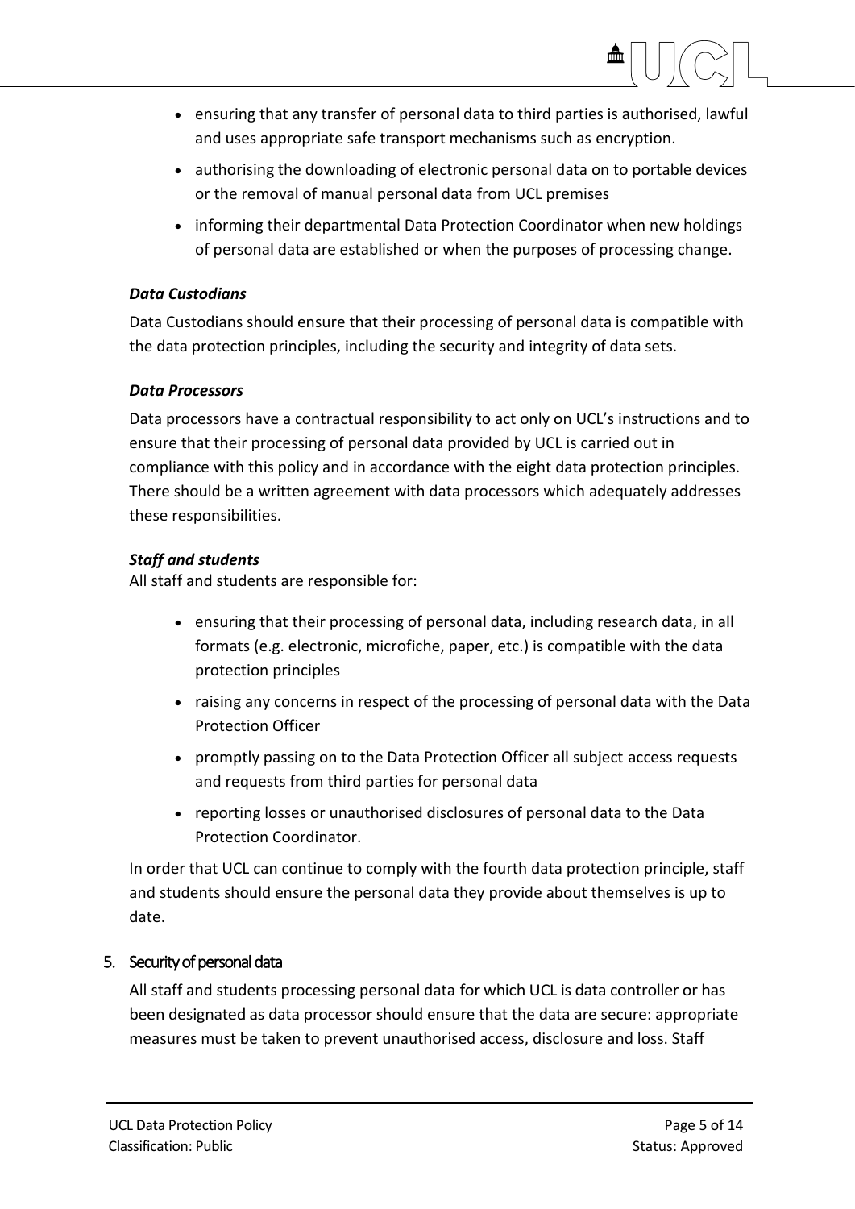- ensuring that any transfer of personal data to third parties is authorised, lawful and uses appropriate safe transport mechanisms such as encryption.
- authorising the downloading of electronic personal data on to portable devices or the removal of manual personal data from UCL premises
- informing their departmental Data Protection Coordinator when new holdings of personal data are established or when the purposes of processing change.

***Data Custodians***

Data Custodians should ensure that their processing of personal data is compatible with the data protection principles, including the security and integrity of data sets.

***Data Processors***

Data processors have a contractual responsibility to act only on UCL's instructions and to ensure that their processing of personal data provided by UCL is carried out in compliance with this policy and in accordance with the eight data protection principles. There should be a written agreement with data processors which adequately addresses these responsibilities.

***Staff and students***

All staff and students are responsible for:

- ensuring that their processing of personal data, including research data, in all formats (e.g. electronic, microfiche, paper, etc.) is compatible with the data protection principles
- raising any concerns in respect of the processing of personal data with the Data Protection Officer
- promptly passing on to the Data Protection Officer all subject access requests and requests from third parties for personal data
- reporting losses or unauthorised disclosures of personal data to the Data Protection Coordinator.

In order that UCL can continue to comply with the fourth data protection principle, staff and students should ensure the personal data they provide about themselves is up to date.

## 5. Security of personal data

All staff and students processing personal data for which UCL is data controller or has been designated as data processor should ensure that the data are secure: appropriate measures must be taken to prevent unauthorised access, disclosure and loss. Staff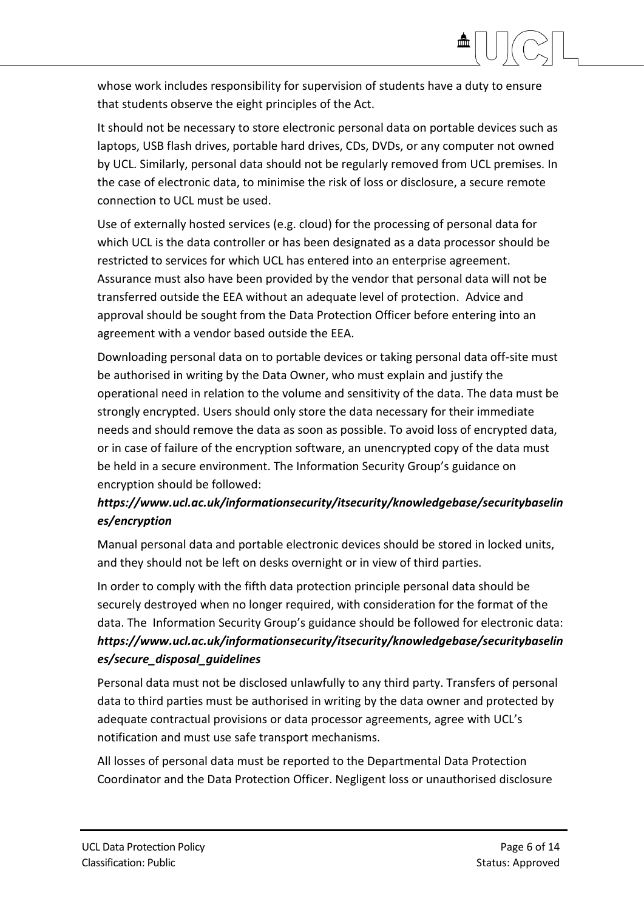whose work includes responsibility for supervision of students have a duty to ensure that students observe the eight principles of the Act.

It should not be necessary to store electronic personal data on portable devices such as laptops, USB flash drives, portable hard drives, CDs, DVDs, or any computer not owned by UCL. Similarly, personal data should not be regularly removed from UCL premises. In the case of electronic data, to minimise the risk of loss or disclosure, a secure remote connection to UCL must be used.

Use of externally hosted services (e.g. cloud) for the processing of personal data for which UCL is the data controller or has been designated as a data processor should be restricted to services for which UCL has entered into an enterprise agreement. Assurance must also have been provided by the vendor that personal data will not be transferred outside the EEA without an adequate level of protection. Advice and approval should be sought from the Data Protection Officer before entering into an agreement with a vendor based outside the EEA.

Downloading personal data on to portable devices or taking personal data off-site must be authorised in writing by the Data Owner, who must explain and justify the operational need in relation to the volume and sensitivity of the data. The data must be strongly encrypted. Users should only store the data necessary for their immediate needs and should remove the data as soon as possible. To avoid loss of encrypted data, or in case of failure of the encryption software, an unencrypted copy of the data must be held in a secure environment. The Information Security Group's guidance on encryption should be followed:
***https://www.ucl.ac.uk/informationsecurity/itsecurity/knowledgebase/securitybaselines/encryption***

Manual personal data and portable electronic devices should be stored in locked units, and they should not be left on desks overnight or in view of third parties.

In order to comply with the fifth data protection principle personal data should be securely destroyed when no longer required, with consideration for the format of the data. The Information Security Group's guidance should be followed for electronic data:
***https://www.ucl.ac.uk/informationsecurity/itsecurity/knowledgebase/securitybaselines/secure_disposal_guidelines***

Personal data must not be disclosed unlawfully to any third party. Transfers of personal data to third parties must be authorised in writing by the data owner and protected by adequate contractual provisions or data processor agreements, agree with UCL's notification and must use safe transport mechanisms.

All losses of personal data must be reported to the Departmental Data Protection Coordinator and the Data Protection Officer. Negligent loss or unauthorised disclosure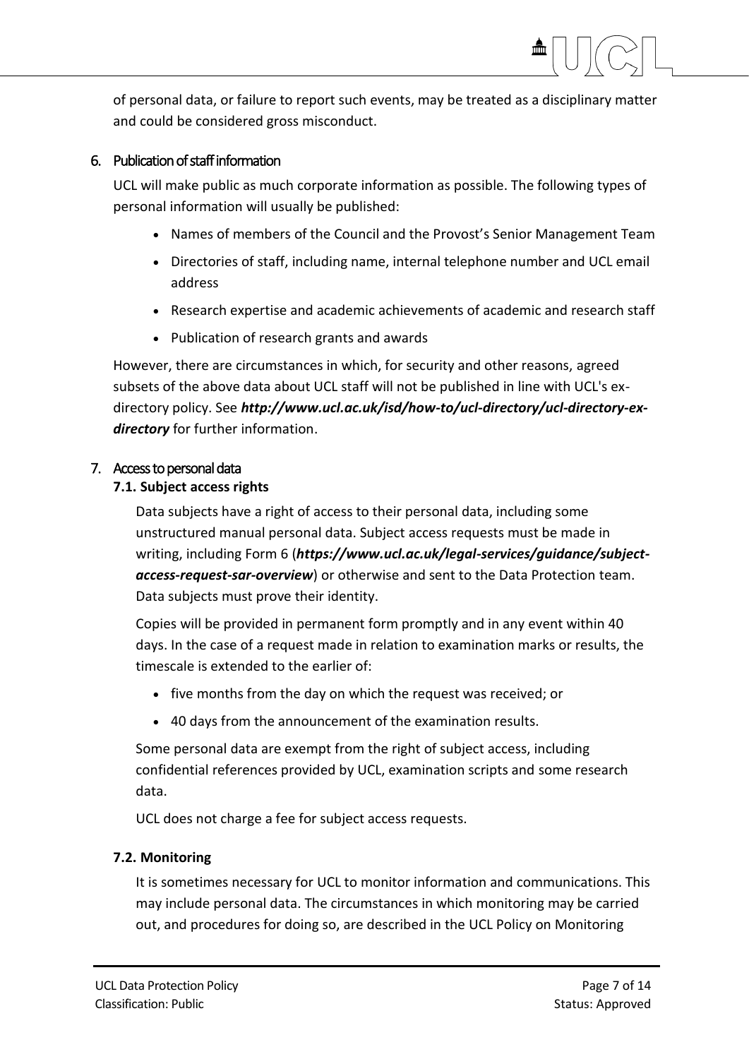of personal data, or failure to report such events, may be treated as a disciplinary matter and could be considered gross misconduct.

## 6. Publication of staff information

UCL will make public as much corporate information as possible. The following types of personal information will usually be published:

- Names of members of the Council and the Provost's Senior Management Team
- Directories of staff, including name, internal telephone number and UCL email address
- Research expertise and academic achievements of academic and research staff
- Publication of research grants and awards

However, there are circumstances in which, for security and other reasons, agreed subsets of the above data about UCL staff will not be published in line with UCL's ex-directory policy. See ***http://www.ucl.ac.uk/isd/how-to/ucl-directory/ucl-directory-ex-directory*** for further information.

## 7. Access to personal data

### 7.1. Subject access rights

Data subjects have a right of access to their personal data, including some unstructured manual personal data. Subject access requests must be made in writing, including Form 6 (***https://www.ucl.ac.uk/legal-services/guidance/subject-access-request-sar-overview***) or otherwise and sent to the Data Protection team. Data subjects must prove their identity.

Copies will be provided in permanent form promptly and in any event within 40 days. In the case of a request made in relation to examination marks or results, the timescale is extended to the earlier of:

- five months from the day on which the request was received; or
- 40 days from the announcement of the examination results.

Some personal data are exempt from the right of subject access, including confidential references provided by UCL, examination scripts and some research data.

UCL does not charge a fee for subject access requests.

### 7.2. Monitoring

It is sometimes necessary for UCL to monitor information and communications. This may include personal data. The circumstances in which monitoring may be carried out, and procedures for doing so, are described in the UCL Policy on Monitoring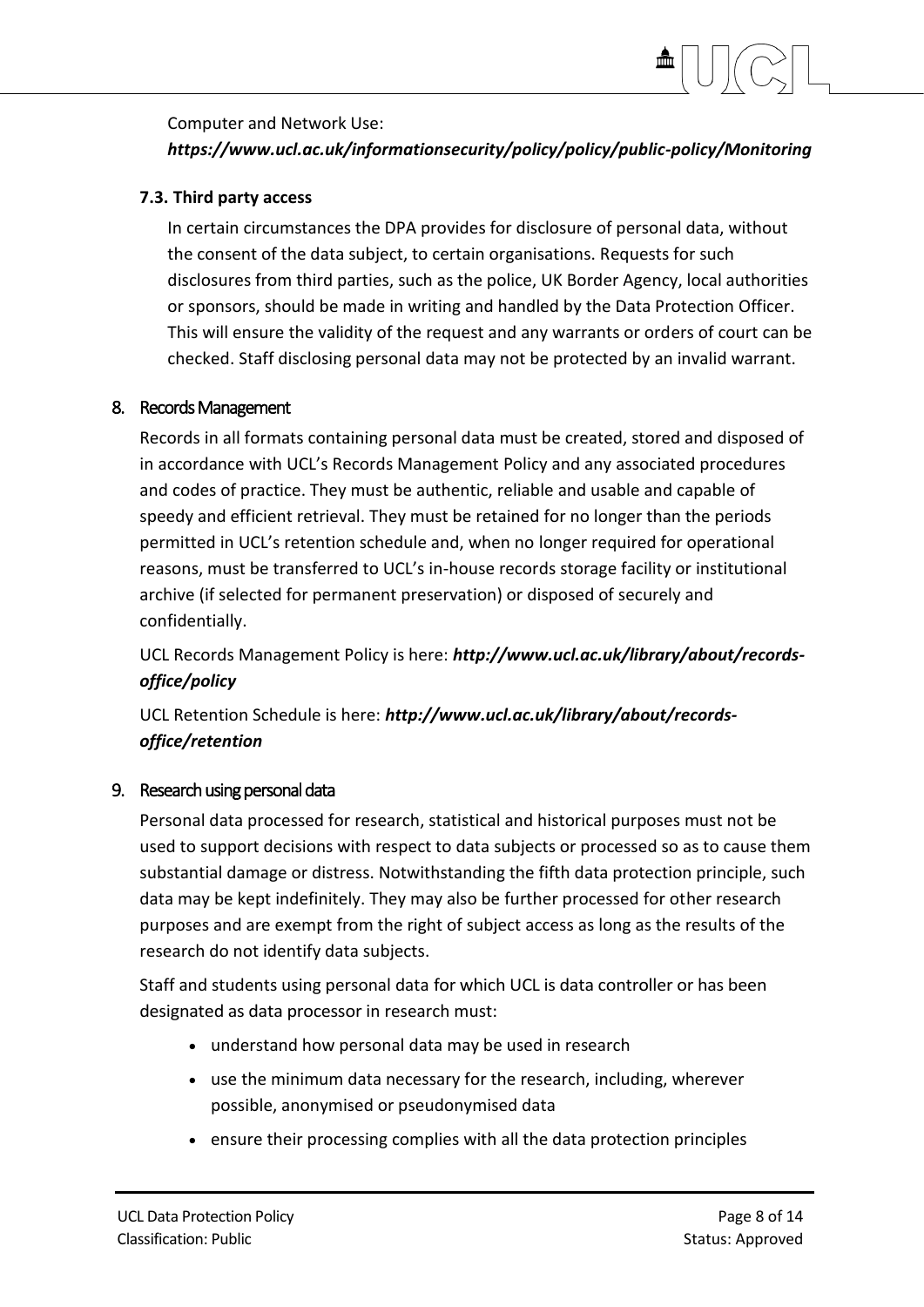Computer and Network Use:
***https://www.ucl.ac.uk/informationsecurity/policy/policy/public-policy/Monitoring***

### 7.3. Third party access

In certain circumstances the DPA provides for disclosure of personal data, without the consent of the data subject, to certain organisations. Requests for such disclosures from third parties, such as the police, UK Border Agency, local authorities or sponsors, should be made in writing and handled by the Data Protection Officer. This will ensure the validity of the request and any warrants or orders of court can be checked. Staff disclosing personal data may not be protected by an invalid warrant.

## 8. Records Management

Records in all formats containing personal data must be created, stored and disposed of in accordance with UCL's Records Management Policy and any associated procedures and codes of practice. They must be authentic, reliable and usable and capable of speedy and efficient retrieval. They must be retained for no longer than the periods permitted in UCL's retention schedule and, when no longer required for operational reasons, must be transferred to UCL's in-house records storage facility or institutional archive (if selected for permanent preservation) or disposed of securely and confidentially.

UCL Records Management Policy is here: ***http://www.ucl.ac.uk/library/about/records-office/policy***

UCL Retention Schedule is here: ***http://www.ucl.ac.uk/library/about/records-office/retention***

## 9. Research using personal data

Personal data processed for research, statistical and historical purposes must not be used to support decisions with respect to data subjects or processed so as to cause them substantial damage or distress. Notwithstanding the fifth data protection principle, such data may be kept indefinitely. They may also be further processed for other research purposes and are exempt from the right of subject access as long as the results of the research do not identify data subjects.

Staff and students using personal data for which UCL is data controller or has been designated as data processor in research must:

- understand how personal data may be used in research
- use the minimum data necessary for the research, including, wherever possible, anonymised or pseudonymised data
- ensure their processing complies with all the data protection principles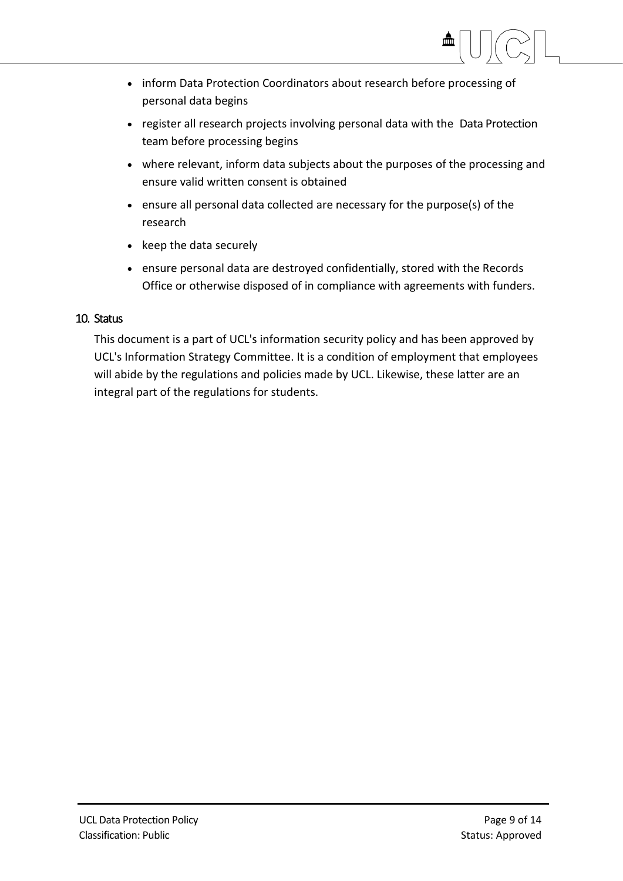- inform Data Protection Coordinators about research before processing of personal data begins
- register all research projects involving personal data with the Data Protection team before processing begins
- where relevant, inform data subjects about the purposes of the processing and ensure valid written consent is obtained
- ensure all personal data collected are necessary for the purpose(s) of the research
- keep the data securely
- ensure personal data are destroyed confidentially, stored with the Records Office or otherwise disposed of in compliance with agreements with funders.

## 10. Status

This document is a part of UCL's information security policy and has been approved by UCL's Information Strategy Committee. It is a condition of employment that employees will abide by the regulations and policies made by UCL. Likewise, these latter are an integral part of the regulations for students.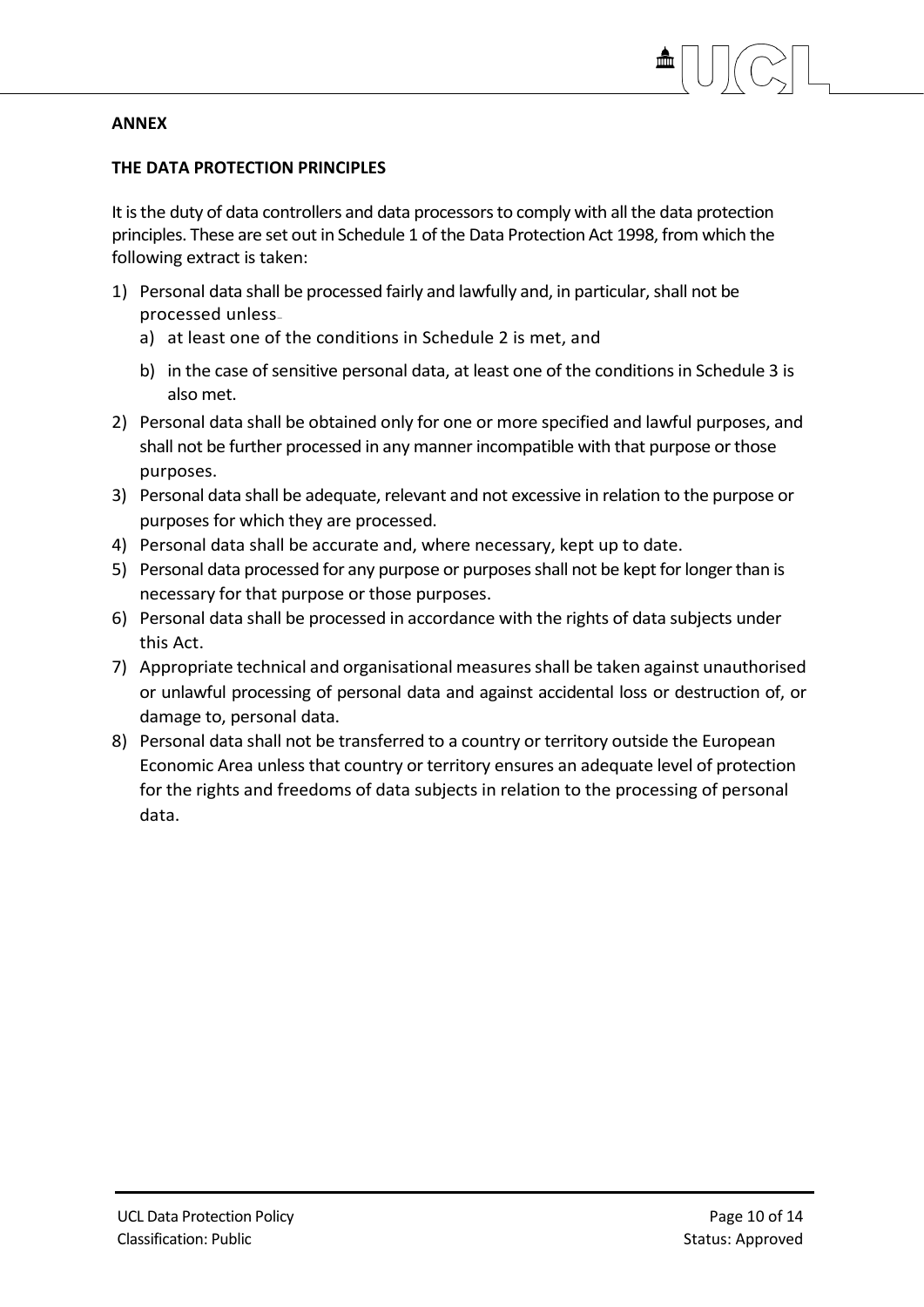**ANNEX**

**THE DATA PROTECTION PRINCIPLES**

It is the duty of data controllers and data processors to comply with all the data protection principles. These are set out in Schedule 1 of the Data Protection Act 1998, from which the following extract is taken:

1) Personal data shall be processed fairly and lawfully and, in particular, shall not be processed unless
   a) at least one of the conditions in Schedule 2 is met, and
   b) in the case of sensitive personal data, at least one of the conditions in Schedule 3 is also met.
2) Personal data shall be obtained only for one or more specified and lawful purposes, and shall not be further processed in any manner incompatible with that purpose or those purposes.
3) Personal data shall be adequate, relevant and not excessive in relation to the purpose or purposes for which they are processed.
4) Personal data shall be accurate and, where necessary, kept up to date.
5) Personal data processed for any purpose or purposes shall not be kept for longer than is necessary for that purpose or those purposes.
6) Personal data shall be processed in accordance with the rights of data subjects under this Act.
7) Appropriate technical and organisational measures shall be taken against unauthorised or unlawful processing of personal data and against accidental loss or destruction of, or damage to, personal data.
8) Personal data shall not be transferred to a country or territory outside the European Economic Area unless that country or territory ensures an adequate level of protection for the rights and freedoms of data subjects in relation to the processing of personal data.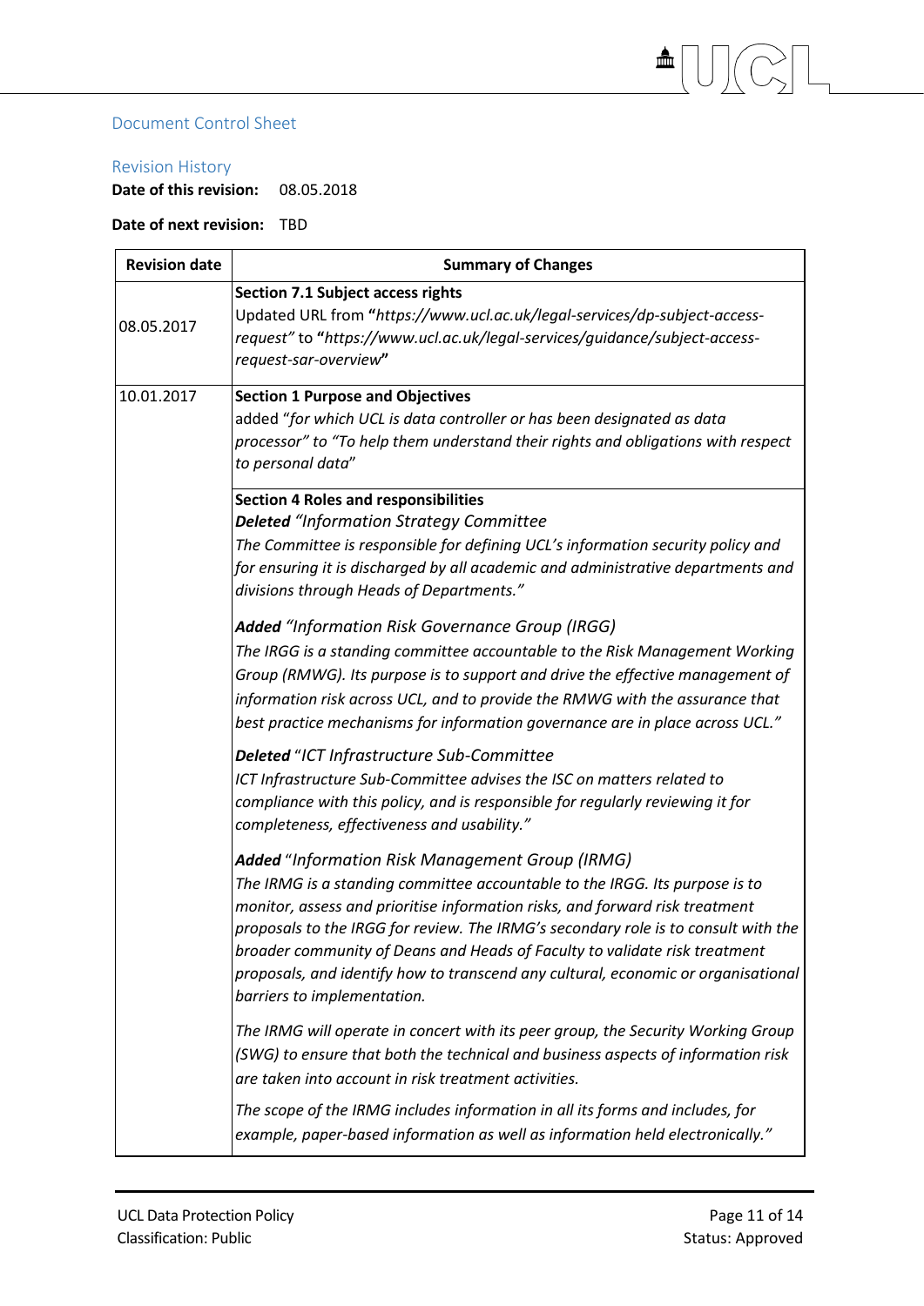## Document Control Sheet

### Revision History

**Date of this revision:** 08.05.2018

**Date of next revision:** TBD

| Revision date | Summary of Changes |
| --- | --- |
| 08.05.2017 | **Section 7.1 Subject access rights**<br>Updated URL from **"***https://www.ucl.ac.uk/legal-services/dp-subject-access-request"* to **"***https://www.ucl.ac.uk/legal-services/guidance/subject-access-request-sar-overview***"** |
| 10.01.2017 | **Section 1 Purpose and Objectives**<br>added "*for which UCL is data controller or has been designated as data processor" to "To help them understand their rights and obligations with respect to personal data*" |
| | **Section 4 Roles and responsibilities**<br>***Deleted*** *"Information Strategy Committee*<br>*The Committee is responsible for defining UCL's information security policy and for ensuring it is discharged by all academic and administrative departments and divisions through Heads of Departments."*<br><br>***Added*** *"Information Risk Governance Group (IRGG)*<br>*The IRGG is a standing committee accountable to the Risk Management Working Group (RMWG). Its purpose is to support and drive the effective management of information risk across UCL, and to provide the RMWG with the assurance that best practice mechanisms for information governance are in place across UCL."*<br><br>***Deleted*** "*ICT Infrastructure Sub-Committee*<br>*ICT Infrastructure Sub-Committee advises the ISC on matters related to compliance with this policy, and is responsible for regularly reviewing it for completeness, effectiveness and usability."*<br><br>***Added*** "*Information Risk Management Group (IRMG)*<br>*The IRMG is a standing committee accountable to the IRGG. Its purpose is to monitor, assess and prioritise information risks, and forward risk treatment proposals to the IRGG for review. The IRMG's secondary role is to consult with the broader community of Deans and Heads of Faculty to validate risk treatment proposals, and identify how to transcend any cultural, economic or organisational barriers to implementation.*<br><br>*The IRMG will operate in concert with its peer group, the Security Working Group (SWG) to ensure that both the technical and business aspects of information risk are taken into account in risk treatment activities.*<br><br>*The scope of the IRMG includes information in all its forms and includes, for example, paper-based information as well as information held electronically."* |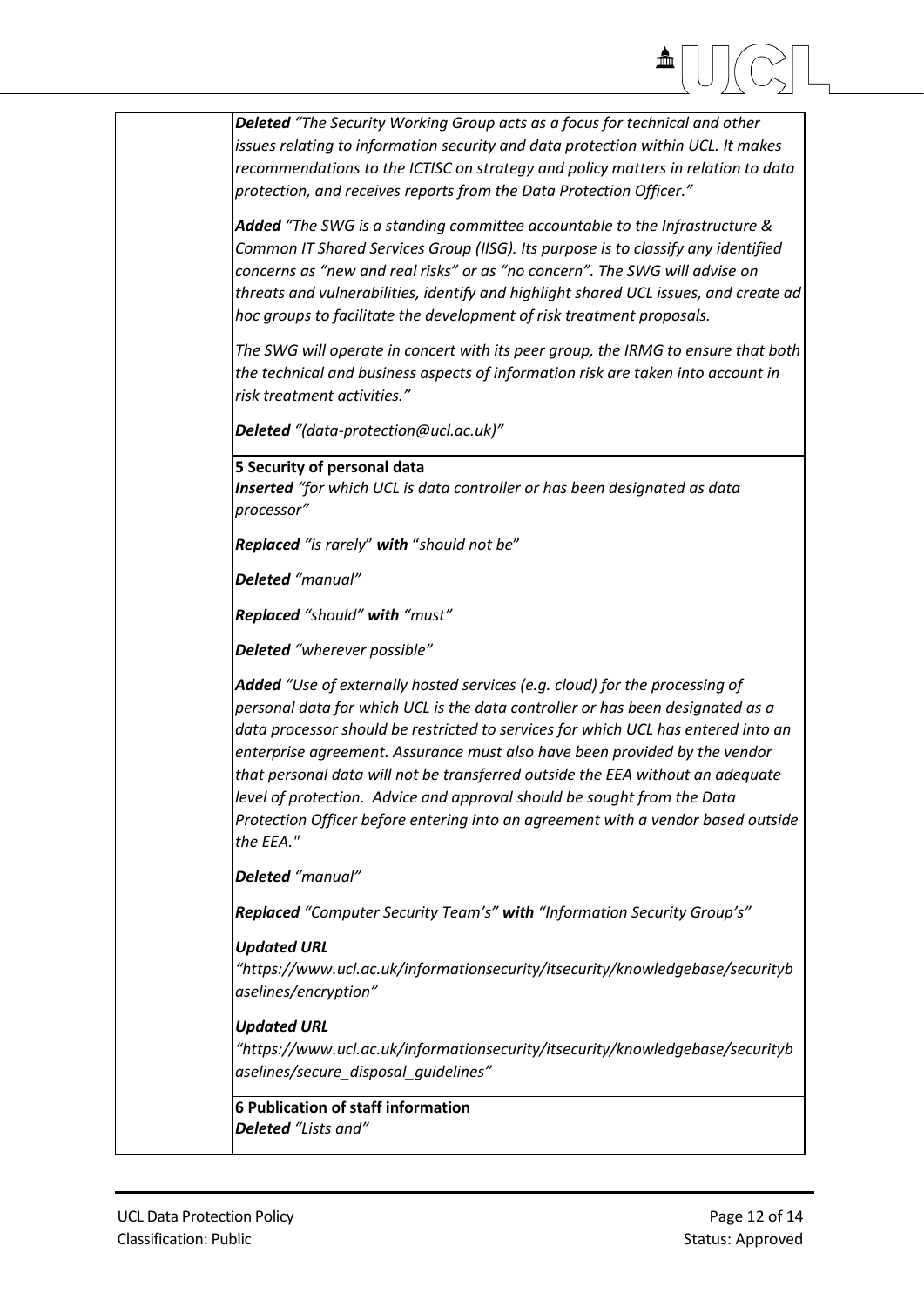| | |
|---|---|
| | ***Deleted*** *"The Security Working Group acts as a focus for technical and other issues relating to information security and data protection within UCL. It makes recommendations to the ICTISC on strategy and policy matters in relation to data protection, and receives reports from the Data Protection Officer."*<br><br>***Added*** *"The SWG is a standing committee accountable to the Infrastructure & Common IT Shared Services Group (IISG). Its purpose is to classify any identified concerns as "new and real risks" or as "no concern". The SWG will advise on threats and vulnerabilities, identify and highlight shared UCL issues, and create ad hoc groups to facilitate the development of risk treatment proposals.*<br><br>*The SWG will operate in concert with its peer group, the IRMG to ensure that both the technical and business aspects of information risk are taken into account in risk treatment activities."*<br><br>***Deleted*** *"(data-protection@ucl.ac.uk)"* |
| | **5 Security of personal data**<br>***Inserted*** *"for which UCL is data controller or has been designated as data processor"*<br><br>***Replaced*** *"is rarely"* ***with*** *"should not be"*<br><br>***Deleted*** *"manual"*<br><br>***Replaced*** *"should"* ***with*** *"must"*<br><br>***Deleted*** *"wherever possible"*<br><br>***Added*** *"Use of externally hosted services (e.g. cloud) for the processing of personal data for which UCL is the data controller or has been designated as a data processor should be restricted to services for which UCL has entered into an enterprise agreement. Assurance must also have been provided by the vendor that personal data will not be transferred outside the EEA without an adequate level of protection. Advice and approval should be sought from the Data Protection Officer before entering into an agreement with a vendor based outside the EEA."*<br><br>***Deleted*** *"manual"*<br><br>***Replaced*** *"Computer Security Team's"* ***with*** *"Information Security Group's"*<br><br>***Updated URL***<br>*"https://www.ucl.ac.uk/informationsecurity/itsecurity/knowledgebase/securitybaselines/encryption"*<br><br>***Updated URL***<br>*"https://www.ucl.ac.uk/informationsecurity/itsecurity/knowledgebase/securitybaselines/secure_disposal_guidelines"* |
| | **6 Publication of staff information**<br>***Deleted*** *"Lists and"* |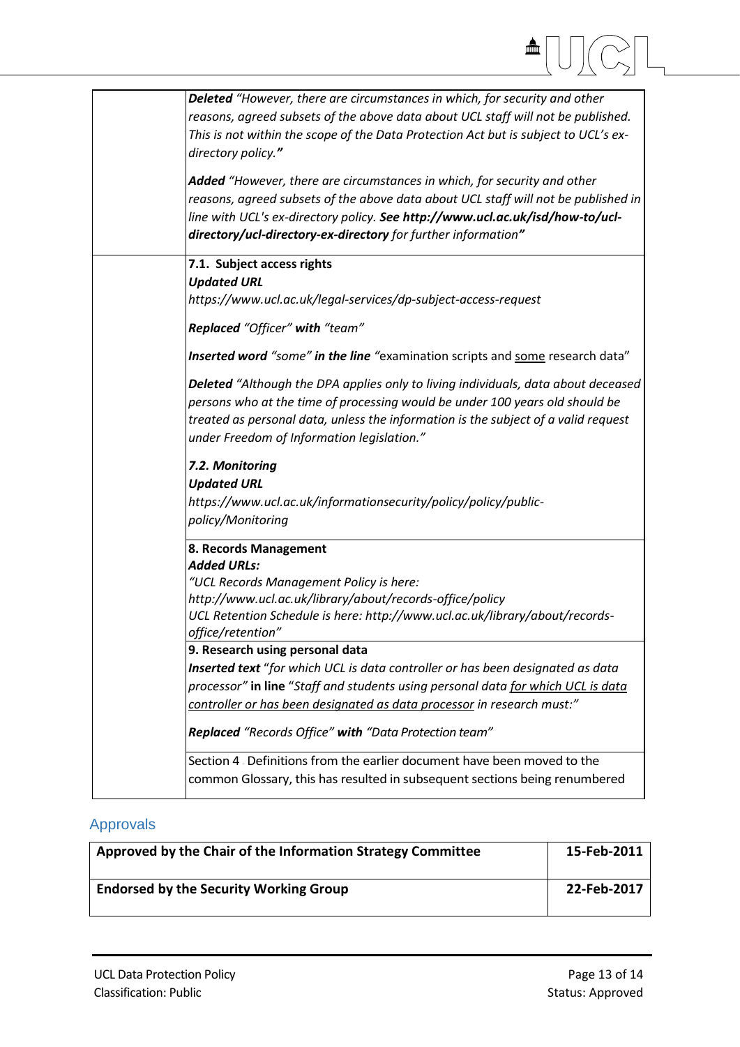| | |
|---|---|
| | ***Deleted*** *"However, there are circumstances in which, for security and other reasons, agreed subsets of the above data about UCL staff will not be published. This is not within the scope of the Data Protection Act but is subject to UCL's ex-directory policy."*<br><br>***Added*** *"However, there are circumstances in which, for security and other reasons, agreed subsets of the above data about UCL staff will not be published in line with UCL's ex-directory policy.* ***See http://www.ucl.ac.uk/isd/how-to/ucl-directory/ucl-directory-ex-directory*** *for further information"* |
| | **7.1. Subject access rights**<br>***Updated URL***<br>*https://www.ucl.ac.uk/legal-services/dp-subject-access-request*<br><br>***Replaced*** *"Officer"* ***with*** *"team"*<br><br>***Inserted word*** *"some"* ***in the line*** *"*examination scripts and <u>some</u> research data"<br><br>***Deleted*** *"Although the DPA applies only to living individuals, data about deceased persons who at the time of processing would be under 100 years old should be treated as personal data, unless the information is the subject of a valid request under Freedom of Information legislation."*<br><br>***7.2. Monitoring***<br>***Updated URL***<br>*https://www.ucl.ac.uk/informationsecurity/policy/policy/public-policy/Monitoring* |
| | **8. Records Management**<br>***Added URLs:***<br>*"UCL Records Management Policy is here: http://www.ucl.ac.uk/library/about/records-office/policy*<br>*UCL Retention Schedule is here: http://www.ucl.ac.uk/library/about/records-office/retention"* |
| | **9. Research using personal data**<br>***Inserted text*** *"for which UCL is data controller or has been designated as data processor"* **in line** *"Staff and students using personal data <u>for which UCL is data controller or has been designated as data processor</u> in research must:"*<br><br>***Replaced*** *"Records Office"* ***with*** *"Data Protection team"* |
| | Section 4 Definitions from the earlier document have been moved to the common Glossary, this has resulted in subsequent sections being renumbered |

## Approvals

| | |
|---|---|
| **Approved by the Chair of the Information Strategy Committee** | **15-Feb-2011** |
| **Endorsed by the Security Working Group** | **22-Feb-2017** |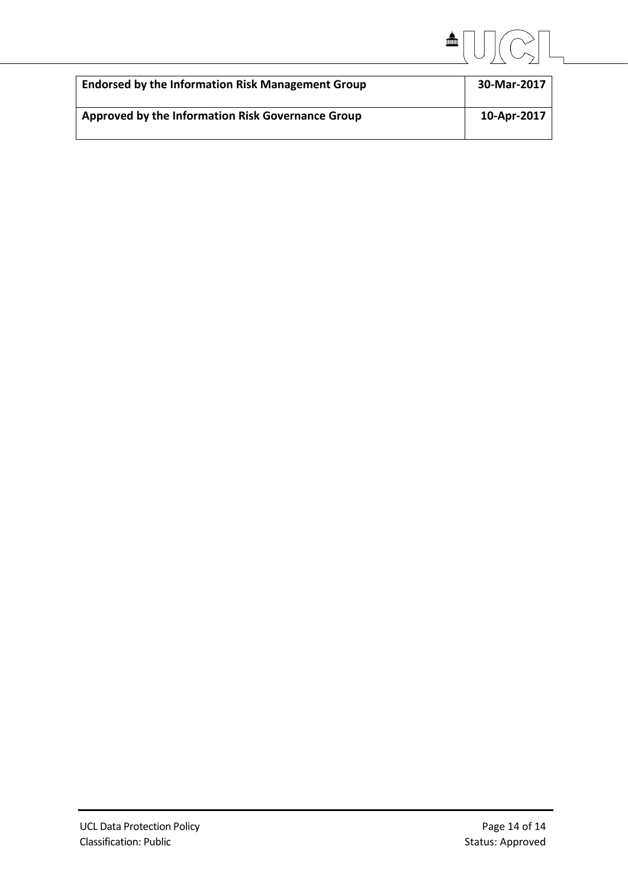| | |
|---|---|
| **Endorsed by the Information Risk Management Group** | **30-Mar-2017** |
| **Approved by the Information Risk Governance Group** | **10-Apr-2017** |